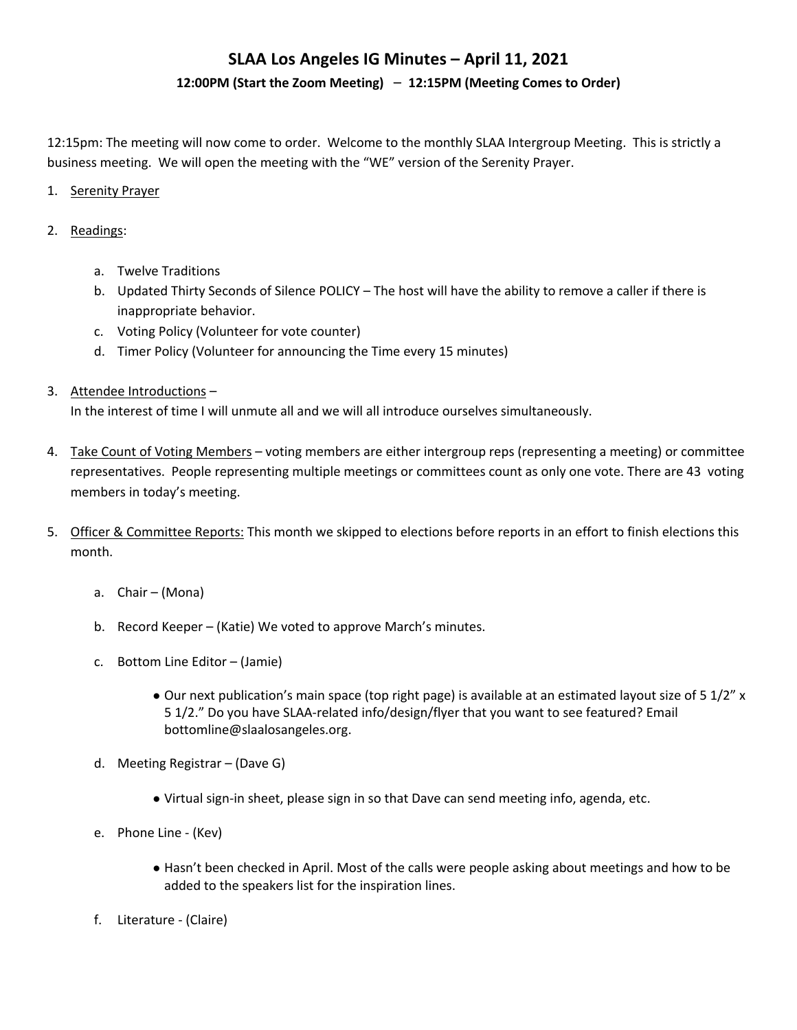# SLAA Los Angeles IG Minutes – April 11, 2021

### 12:00PM (Start the Zoom Meeting) – 12:15PM (Meeting Comes to Order)

12:15pm: The meeting will now come to order. Welcome to the monthly SLAA Intergroup Meeting. This is strictly a business meeting. We will open the meeting with the "WE" version of the Serenity Prayer.

1. Serenity Prayer

2. Readings:

   a. Twelve Traditions
   b. Updated Thirty Seconds of Silence POLICY – The host will have the ability to remove a caller if there is inappropriate behavior.
   c. Voting Policy (Volunteer for vote counter)
   d. Timer Policy (Volunteer for announcing the Time every 15 minutes)

3. Attendee Introductions –
   In the interest of time I will unmute all and we will all introduce ourselves simultaneously.

4. Take Count of Voting Members – voting members are either intergroup reps (representing a meeting) or committee representatives. People representing multiple meetings or committees count as only one vote. There are 43 voting members in today's meeting.

5. Officer & Committee Reports: This month we skipped to elections before reports in an effort to finish elections this month.

   a. Chair – (Mona)

   b. Record Keeper – (Katie) We voted to approve March's minutes.

   c. Bottom Line Editor – (Jamie)

      - Our next publication's main space (top right page) is available at an estimated layout size of 5 1/2" x 5 1/2." Do you have SLAA-related info/design/flyer that you want to see featured? Email bottomline@slaalosangeles.org.

   d. Meeting Registrar – (Dave G)

      - Virtual sign-in sheet, please sign in so that Dave can send meeting info, agenda, etc.

   e. Phone Line - (Kev)

      - Hasn't been checked in April. Most of the calls were people asking about meetings and how to be added to the speakers list for the inspiration lines.

   f. Literature - (Claire)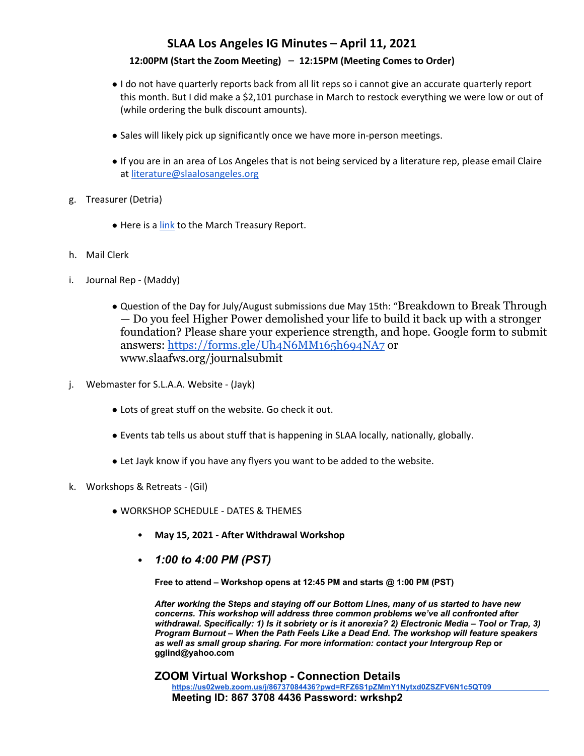# SLAA Los Angeles IG Minutes – April 11, 2021

**12:00PM (Start the Zoom Meeting) – 12:15PM (Meeting Comes to Order)**

- I do not have quarterly reports back from all lit reps so i cannot give an accurate quarterly report this month. But I did make a $2,101 purchase in March to restock everything we were low or out of (while ordering the bulk discount amounts).

- Sales will likely pick up significantly once we have more in-person meetings.

- If you are in an area of Los Angeles that is not being serviced by a literature rep, please email Claire at literature@slaalosangeles.org

g. Treasurer (Detria)

- Here is a link to the March Treasury Report.

h. Mail Clerk

i. Journal Rep - (Maddy)

- Question of the Day for July/August submissions due May 15th: "Breakdown to Break Through — Do you feel Higher Power demolished your life to build it back up with a stronger foundation? Please share your experience strength, and hope. Google form to submit answers: https://forms.gle/Uh4N6MM165h694NA7 or www.slaafws.org/journalsubmit

j. Webmaster for S.L.A.A. Website - (Jayk)

- Lots of great stuff on the website. Go check it out.

- Events tab tells us about stuff that is happening in SLAA locally, nationally, globally.

- Let Jayk know if you have any flyers you want to be added to the website.

k. Workshops & Retreats - (Gil)

- WORKSHOP SCHEDULE - DATES & THEMES
  - **May 15, 2021 - After Withdrawal Workshop**
  - ***1:00 to 4:00 PM (PST)***

**Free to attend – Workshop opens at 12:45 PM and starts @ 1:00 PM (PST)**

***After working the Steps and staying off our Bottom Lines, many of us started to have new concerns. This workshop will address three common problems we've all confronted after withdrawal. Specifically: 1) Is it sobriety or is it anorexia? 2) Electronic Media – Tool or Trap, 3) Program Burnout – When the Path Feels Like a Dead End. The workshop will feature speakers as well as small group sharing. For more information: contact your Intergroup Rep*** **or gglind@yahoo.com**

**ZOOM Virtual Workshop - Connection Details**

**https://us02web.zoom.us/j/86737084436?pwd=RFZ6S1pZMmY1Nytxd0ZSZFV6N1c5QT09**

**Meeting ID: 867 3708 4436 Password: wrkshp2**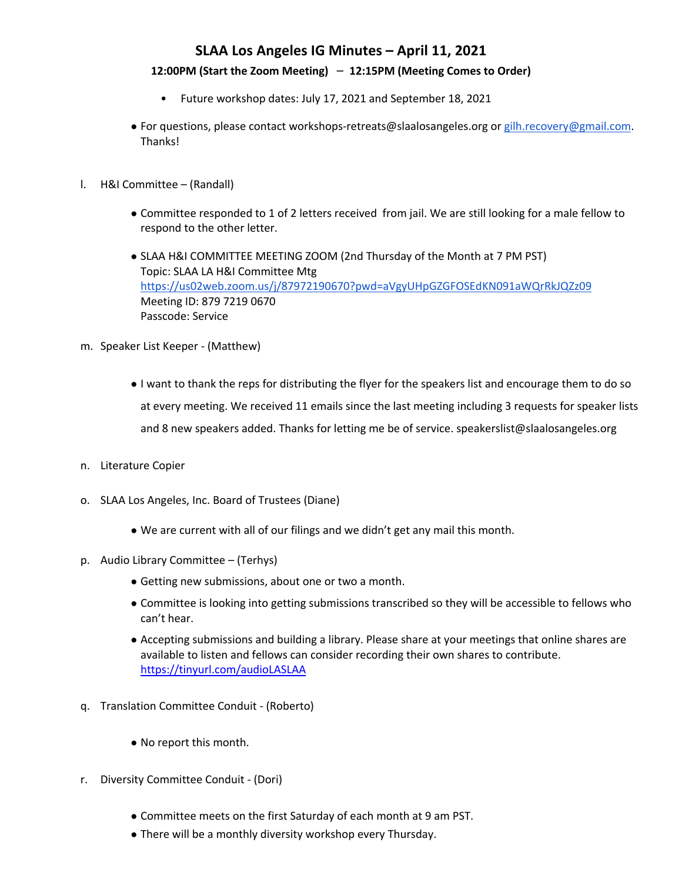# SLAA Los Angeles IG Minutes – April 11, 2021

**12:00PM (Start the Zoom Meeting) – 12:15PM (Meeting Comes to Order)**

- Future workshop dates: July 17, 2021 and September 18, 2021

- For questions, please contact workshops-retreats@slaalosangeles.org or gilh.recovery@gmail.com. Thanks!

l. H&I Committee – (Randall)

- Committee responded to 1 of 2 letters received from jail. We are still looking for a male fellow to respond to the other letter.
- SLAA H&I COMMITTEE MEETING ZOOM (2nd Thursday of the Month at 7 PM PST)
  Topic: SLAA LA H&I Committee Mtg
  https://us02web.zoom.us/j/87972190670?pwd=aVgyUHpGZGFOSEdKN091aWQrRkJQZz09
  Meeting ID: 879 7219 0670
  Passcode: Service

m. Speaker List Keeper - (Matthew)

- I want to thank the reps for distributing the flyer for the speakers list and encourage them to do so at every meeting. We received 11 emails since the last meeting including 3 requests for speaker lists and 8 new speakers added. Thanks for letting me be of service. speakerslist@slaalosangeles.org

n. Literature Copier

o. SLAA Los Angeles, Inc. Board of Trustees (Diane)

- We are current with all of our filings and we didn't get any mail this month.

p. Audio Library Committee – (Terhys)

- Getting new submissions, about one or two a month.
- Committee is looking into getting submissions transcribed so they will be accessible to fellows who can't hear.
- Accepting submissions and building a library. Please share at your meetings that online shares are available to listen and fellows can consider recording their own shares to contribute. https://tinyurl.com/audioLASLAA

q. Translation Committee Conduit - (Roberto)

- No report this month.

r. Diversity Committee Conduit - (Dori)

- Committee meets on the first Saturday of each month at 9 am PST.
- There will be a monthly diversity workshop every Thursday.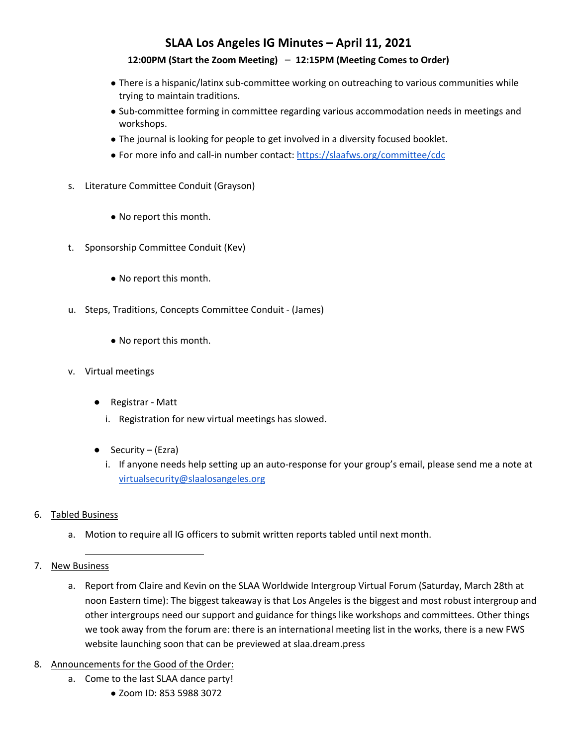# SLAA Los Angeles IG Minutes – April 11, 2021

**12:00PM (Start the Zoom Meeting) – 12:15PM (Meeting Comes to Order)**

- There is a hispanic/latinx sub-committee working on outreaching to various communities while trying to maintain traditions.
- Sub-committee forming in committee regarding various accommodation needs in meetings and workshops.
- The journal is looking for people to get involved in a diversity focused booklet.
- For more info and call-in number contact: https://slaafws.org/committee/cdc

s. Literature Committee Conduit (Grayson)

- No report this month.

t. Sponsorship Committee Conduit (Kev)

- No report this month.

u. Steps, Traditions, Concepts Committee Conduit - (James)

- No report this month.

v. Virtual meetings

- Registrar - Matt
  i. Registration for new virtual meetings has slowed.

- Security – (Ezra)
  i. If anyone needs help setting up an auto-response for your group's email, please send me a note at virtualsecurity@slaalosangeles.org

6. Tabled Business

   a. Motion to require all IG officers to submit written reports tabled until next month.

---

7. New Business

   a. Report from Claire and Kevin on the SLAA Worldwide Intergroup Virtual Forum (Saturday, March 28th at noon Eastern time): The biggest takeaway is that Los Angeles is the biggest and most robust intergroup and other intergroups need our support and guidance for things like workshops and committees. Other things we took away from the forum are: there is an international meeting list in the works, there is a new FWS website launching soon that can be previewed at slaa.dream.press

8. Announcements for the Good of the Order:

   a. Come to the last SLAA dance party!
      - Zoom ID: 853 5988 3072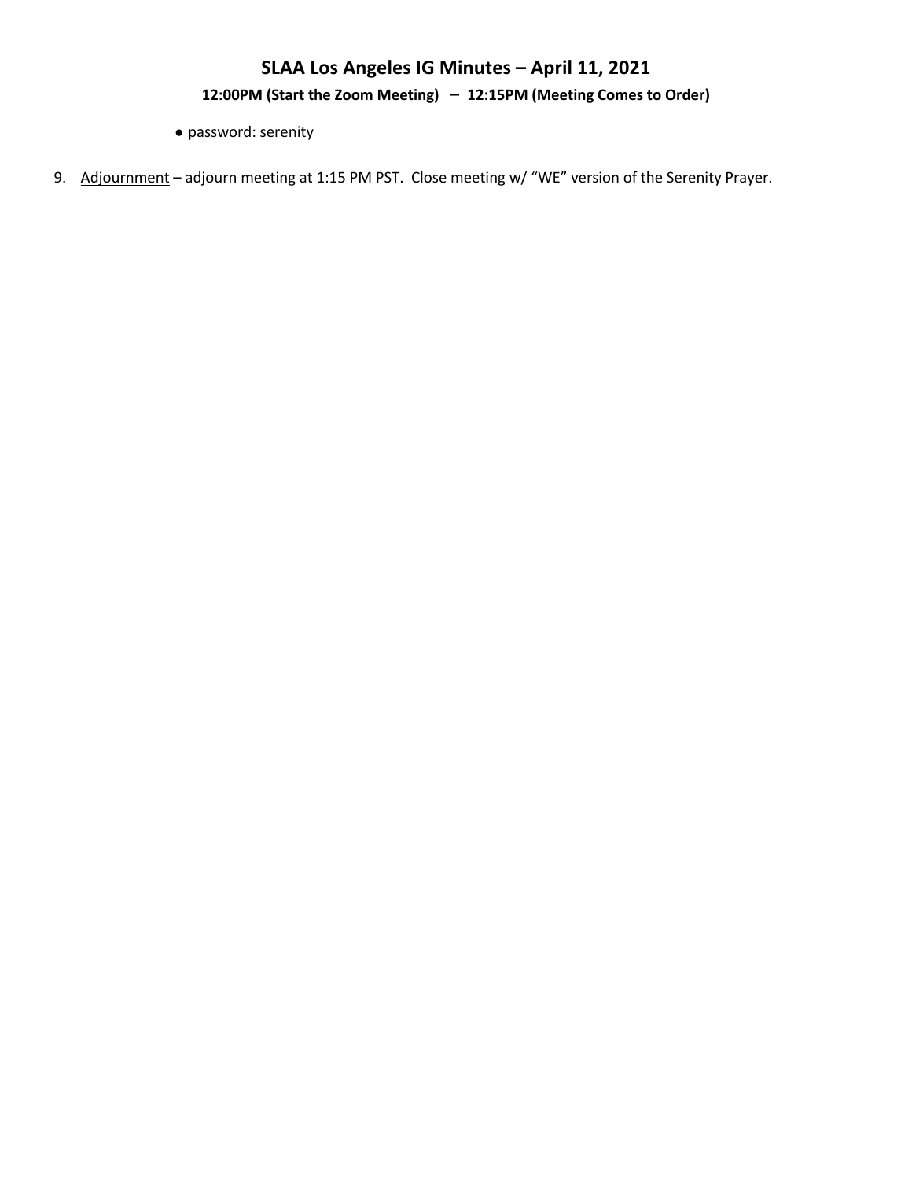# SLAA Los Angeles IG Minutes – April 11, 2021

**12:00PM (Start the Zoom Meeting) – 12:15PM (Meeting Comes to Order)**

- password: serenity

9. Adjournment – adjourn meeting at 1:15 PM PST. Close meeting w/ "WE" version of the Serenity Prayer.